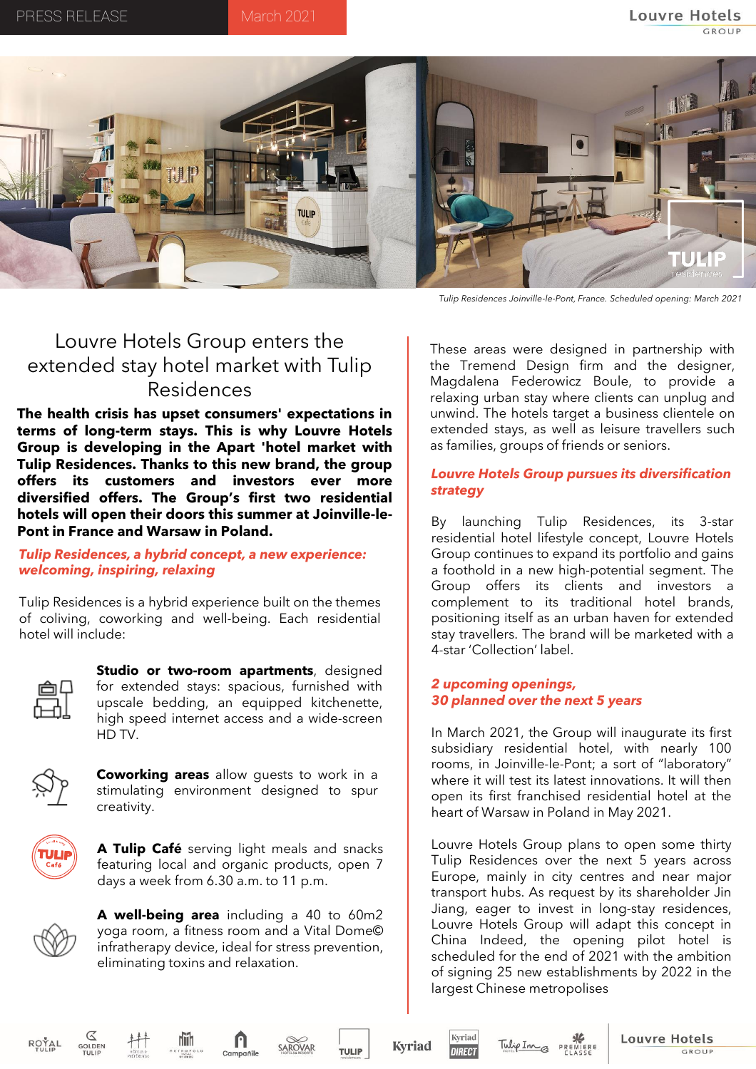PRESS RELEASE March 2021

*Tulip Residences Joinville-le-Pont, France. Scheduled opening: March 2021*

# Louvre Hotels Group enters the extended stay hotel market with Tulip Residences

**The health crisis has upset consumers' expectations in terms of long-term stays. This is why Louvre Hotels Group is developing in the Apart 'hotel market with Tulip Residences. Thanks to this new brand, the group offers its customers and investors ever more diversified offers. The Group's first two residential hotels will open their doors this summer at Joinville-le-Pont in France and Warsaw in Poland.**

## *Tulip Residences, a hybrid concept, a new experience: welcoming, inspiring, relaxing*

Tulip Residences is a hybrid experience built on the themes of coliving, coworking and well-being. Each residential hotel will include:

- **Studio or two-room apartments**, designed for extended stays: spacious, furnished with upscale bedding, an equipped kitchenette, high speed internet access and a wide-screen HD TV.
- **Coworking areas** allow guests to work in a stimulating environment designed to spur creativity.
- **A Tulip Café** serving light meals and snacks featuring local and organic products, open 7 days a week from 6.30 a.m. to 11 p.m.
- **A well-being area** including a 40 to 60m2 yoga room, a fitness room and a Vital Dome© infratherapy device, ideal for stress prevention, eliminating toxins and relaxation.

These areas were designed in partnership with the Tremend Design firm and the designer, Magdalena Federowicz Boule, to provide a relaxing urban stay where clients can unplug and unwind. The hotels target a business clientele on extended stays, as well as leisure travellers such as families, groups of friends or seniors.

## *Louvre Hotels Group pursues its diversification strategy*

By launching Tulip Residences, its 3-star residential hotel lifestyle concept, Louvre Hotels Group continues to expand its portfolio and gains a foothold in a new high-potential segment. The Group offers its clients and investors a complement to its traditional hotel brands, positioning itself as an urban haven for extended stay travellers. The brand will be marketed with a 4-star 'Collection' label.

## *2 upcoming openings, 30 planned over the next 5 years*

In March 2021, the Group will inaugurate its first subsidiary residential hotel, with nearly 100 rooms, in Joinville-le-Pont; a sort of "laboratory" where it will test its latest innovations. It will then open its first franchised residential hotel at the heart of Warsaw in Poland in May 2021.

Louvre Hotels Group plans to open some thirty Tulip Residences over the next 5 years across Europe, mainly in city centres and near major transport hubs. As request by its shareholder Jin Jiang, eager to invest in long-stay residences, Louvre Hotels Group will adapt this concept in China Indeed, the opening pilot hotel is scheduled for the end of 2021 with the ambition of signing 25 new establishments by 2022 in the largest Chinese metropolises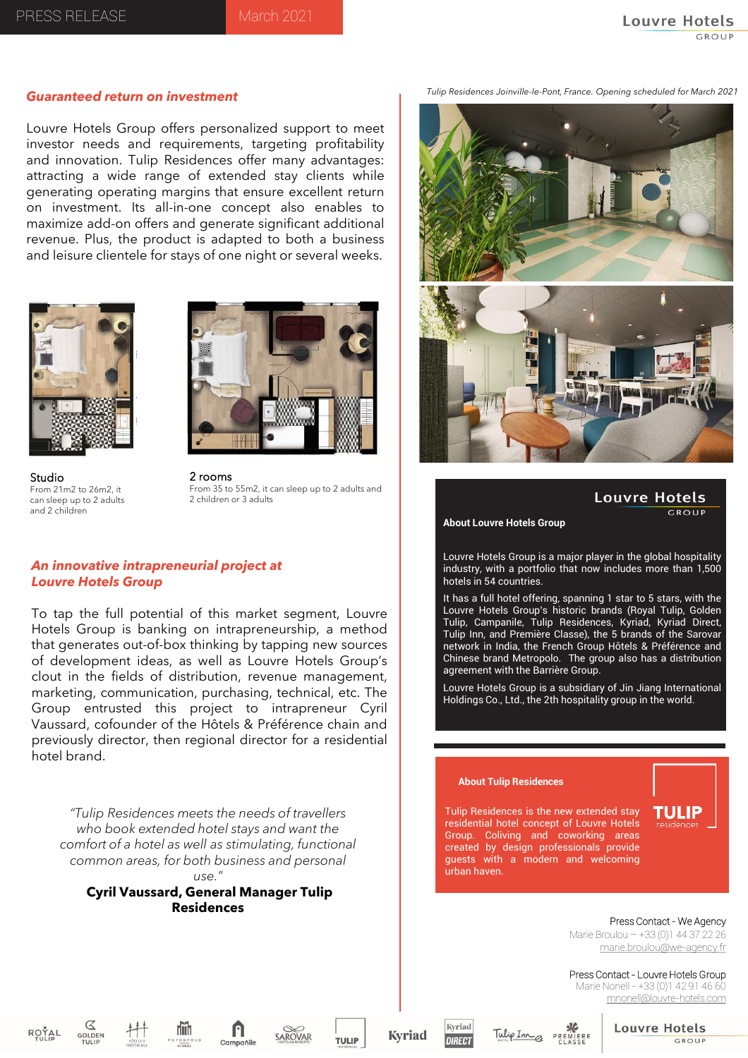## *Guaranteed return on investment*

Louvre Hotels Group offers personalized support to meet investor needs and requirements, targeting profitability and innovation. Tulip Residences offer many advantages: attracting a wide range of extended stay clients while generating operating margins that ensure excellent return on investment. Its all-in-one concept also enables to maximize add-on offers and generate significant additional revenue. Plus, the product is adapted to both a business and leisure clientele for stays of one night or several weeks.

Studio
From 21m2 to 26m2, it can sleep up to 2 adults and 2 children

2 rooms
From 35 to 55m2, it can sleep up to 2 adults and 2 children or 3 adults

## *An innovative intrapreneurial project at Louvre Hotels Group*

To tap the full potential of this market segment, Louvre Hotels Group is banking on intrapreneurship, a method that generates out-of-box thinking by tapping new sources of development ideas, as well as Louvre Hotels Group's clout in the fields of distribution, revenue management, marketing, communication, purchasing, technical, etc. The Group entrusted this project to intrapreneur Cyril Vaussard, cofounder of the Hôtels & Préférence chain and previously director, then regional director for a residential hotel brand.

*"Tulip Residences meets the needs of travellers who book extended hotel stays and want the comfort of a hotel as well as stimulating, functional common areas, for both business and personal use."*

**Cyril Vaussard, General Manager Tulip Residences**

*Tulip Residences Joinville-le-Pont, France. Opening scheduled for March 2021*

### About Louvre Hotels Group

Louvre Hotels Group is a major player in the global hospitality industry, with a portfolio that now includes more than 1,500 hotels in 54 countries.

It has a full hotel offering, spanning 1 star to 5 stars, with the Louvre Hotels Group's historic brands (Royal Tulip, Golden Tulip, Campanile, Tulip Residences, Kyriad, Kyriad Direct, Tulip Inn, and Première Classe), the 5 brands of the Sarovar network in India, the French Group Hôtels & Préférence and Chinese brand Metropolo. The group also has a distribution agreement with the Barrière Group.

Louvre Hotels Group is a subsidiary of Jin Jiang International Holdings Co., Ltd., the 2th hospitality group in the world.

### About Tulip Residences

Tulip Residences is the new extended stay residential hotel concept of Louvre Hotels Group. Coliving and coworking areas created by design professionals provide guests with a modern and welcoming urban haven.

Press Contact - We Agency
Marie Broulou – +33 (0)1 44 37 22 26
marie.broulou@we-agency.fr

Press Contact - Louvre Hotels Group
Marie Nonell - +33 (0)1 42 91 46 60
mnonell@louvre-hotels.com